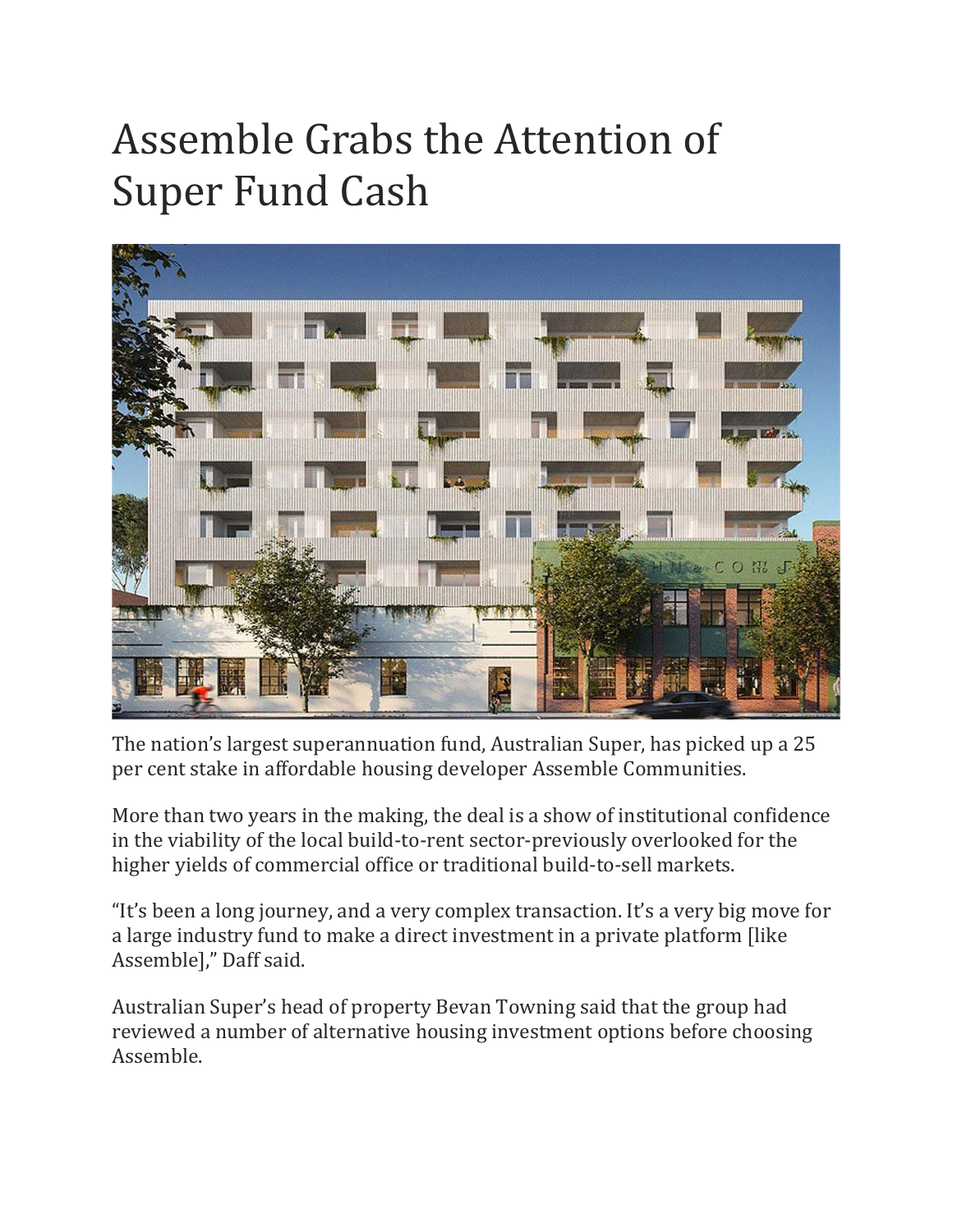# Assemble Grabs the Attention of Super Fund Cash

The nation's largest superannuation fund, Australian Super, has picked up a 25 per cent stake in affordable housing developer Assemble Communities.

More than two years in the making, the deal is a show of institutional confidence in the viability of the local build-to-rent sector-previously overlooked for the higher yields of commercial office or traditional build-to-sell markets.

"It's been a long journey, and a very complex transaction. It's a very big move for a large industry fund to make a direct investment in a private platform [like Assemble]," Daff said.

Australian Super's head of property Bevan Towning said that the group had reviewed a number of alternative housing investment options before choosing Assemble.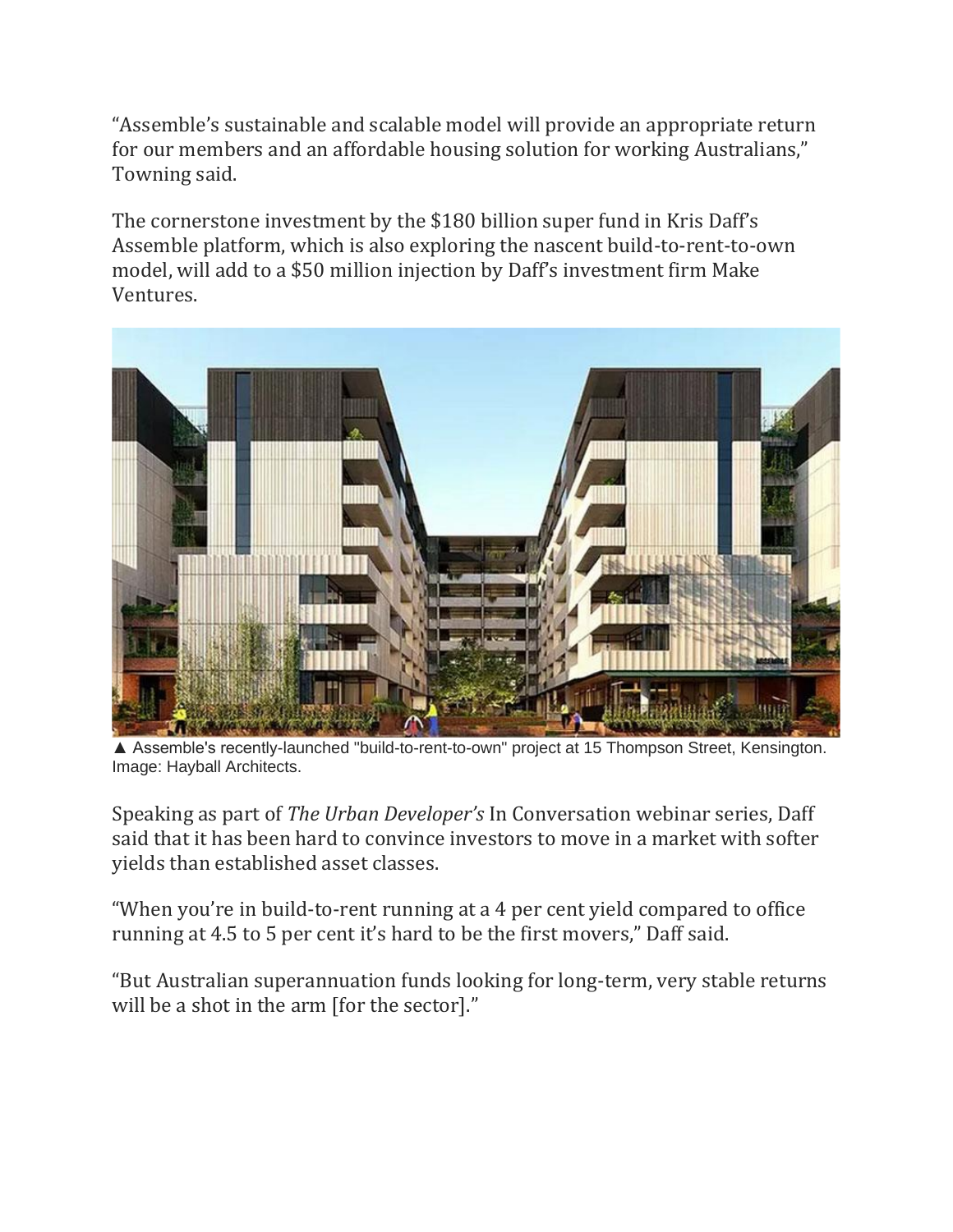"Assemble's sustainable and scalable model will provide an appropriate return for our members and an affordable housing solution for working Australians," Towning said.

The cornerstone investment by the $180 billion super fund in Kris Daff's Assemble platform, which is also exploring the nascent build-to-rent-to-own model, will add to a $50 million injection by Daff's investment firm Make Ventures.

▲ Assemble's recently-launched "build-to-rent-to-own" project at 15 Thompson Street, Kensington. Image: Hayball Architects.

Speaking as part of *The Urban Developer's* In Conversation webinar series, Daff said that it has been hard to convince investors to move in a market with softer yields than established asset classes.

"When you're in build-to-rent running at a 4 per cent yield compared to office running at 4.5 to 5 per cent it's hard to be the first movers," Daff said.

"But Australian superannuation funds looking for long-term, very stable returns will be a shot in the arm [for the sector]."